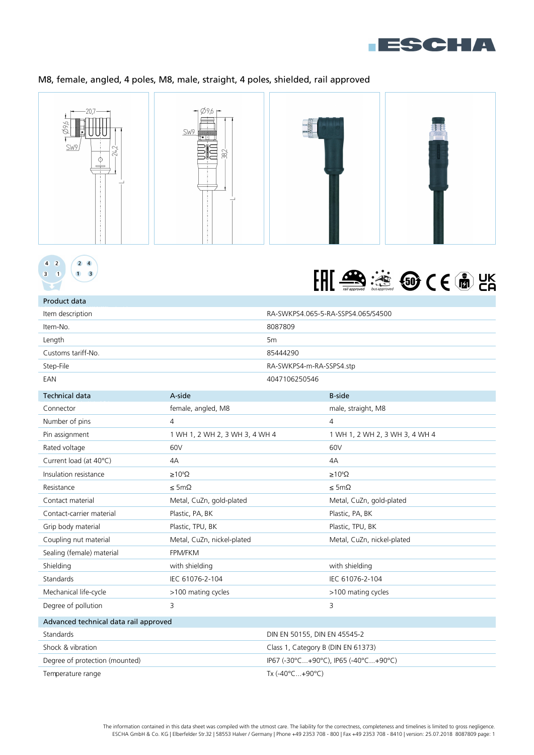# M8, female, angled, 4 poles, M8, male, straight, 4 poles, shielded, rail approved

| Product data | |
|---|---|
| Item description | RA-SWKPS4.065-5-RA-SSPS4.065/S4500 |
| Item-No. | 8087809 |
| Length | 5m |
| Customs tariff-No. | 85444290 |
| Step-File | RA-SWKPS4-m-RA-SSPS4.stp |
| EAN | 4047106250546 |

| Technical data | A-side | B-side |
|---|---|---|
| Connector | female, angled, M8 | male, straight, M8 |
| Number of pins | 4 | 4 |
| Pin assignment | 1 WH 1, 2 WH 2, 3 WH 3, 4 WH 4 | 1 WH 1, 2 WH 2, 3 WH 3, 4 WH 4 |
| Rated voltage | 60V | 60V |
| Current load (at 40°C) | 4A | 4A |
| Insulation resistance | $\geq 10^{8}\Omega$ | $\geq 10^{8}\Omega$ |
| Resistance | $\leq$ 5mΩ | $\leq$ 5mΩ |
| Contact material | Metal, CuZn, gold-plated | Metal, CuZn, gold-plated |
| Contact-carrier material | Plastic, PA, BK | Plastic, PA, BK |
| Grip body material | Plastic, TPU, BK | Plastic, TPU, BK |
| Coupling nut material | Metal, CuZn, nickel-plated | Metal, CuZn, nickel-plated |
| Sealing (female) material | FPM/FKM | |
| Shielding | with shielding | with shielding |
| Standards | IEC 61076-2-104 | IEC 61076-2-104 |
| Mechanical life-cycle | >100 mating cycles | >100 mating cycles |
| Degree of pollution | 3 | 3 |

| Advanced technical data rail approved | |
|---|---|
| Standards | DIN EN 50155, DIN EN 45545-2 |
| Shock & vibration | Class 1, Category B (DIN EN 61373) |
| Degree of protection (mounted) | IP67 (-30°C...+90°C), IP65 (-40°C...+90°C) |
| Temperature range | Tx (-40°C...+90°C) |

The information contained in this data sheet was compiled with the utmost care. The liability for the correctness, completeness and timelines is limited to gross negligence.
ESCHA GmbH & Co. KG | Elberfelder Str.32 | 58553 Halver / Germany | Phone +49 2353 708 - 800 | Fax +49 2353 708 - 8410 | version: 25.07.2018 8087809 page: 1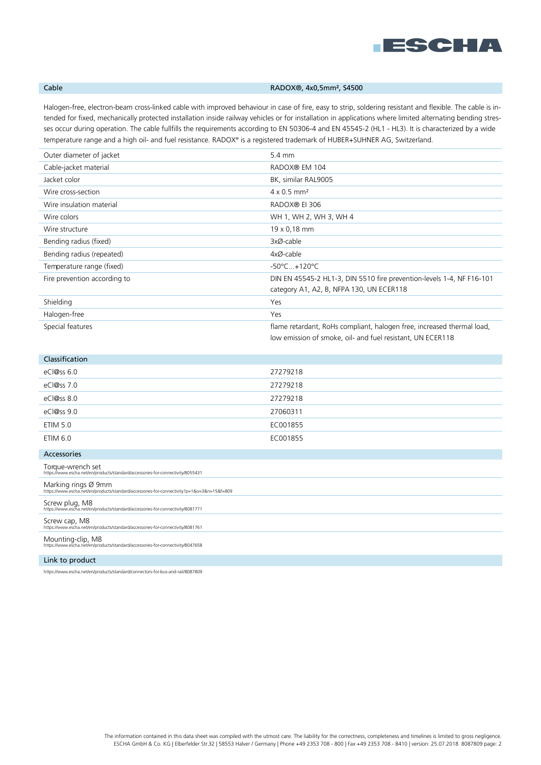| Cable | RADOX®, 4x0,5mm², S4500 |
|---|---|

Halogen-free, electron-beam cross-linked cable with improved behaviour in case of fire, easy to strip, soldering resistant and flexible. The cable is intended for fixed, mechanically protected installation inside railway vehicles or for installation in applications where limited alternating bending stresses occur during operation. The cable fullfills the requirements according to EN 50306-4 and EN 45545-2 (HL1 - HL3). It is characterized by a wide temperature range and a high oil- and fuel resistance. RADOX® is a registered trademark of HUBER+SUHNER AG, Switzerland.

| | |
|---|---|
| Outer diameter of jacket | 5.4 mm |
| Cable-jacket material | RADOX® EM 104 |
| Jacket color | BK, similar RAL9005 |
| Wire cross-section | 4 x 0.5 mm² |
| Wire insulation material | RADOX® EI 306 |
| Wire colors | WH 1, WH 2, WH 3, WH 4 |
| Wire structure | 19 x 0,18 mm |
| Bending radius (fixed) | 3xØ-cable |
| Bending radius (repeated) | 4xØ-cable |
| Temperature range (fixed) | -50°C...+120°C |
| Fire prevention according to | DIN EN 45545-2 HL1-3, DIN 5510 fire prevention-levels 1-4, NF F16-101 category A1, A2, B, NFPA 130, UN ECER118 |
| Shielding | Yes |
| Halogen-free | Yes |
| Special features | flame retardant, RoHs compliant, halogen free, increased thermal load, low emission of smoke, oil- and fuel resistant, UN ECER118 |

## Classification

| | |
|---|---|
| eCl@ss 6.0 | 27279218 |
| eCl@ss 7.0 | 27279218 |
| eCl@ss 8.0 | 27279218 |
| eCl@ss 9.0 | 27060311 |
| ETIM 5.0 | EC001855 |
| ETIM 6.0 | EC001855 |

## Accessories

Torque-wrench set
https://www.escha.net/en/products/standard/accessories-for-connectivity/8055431

Marking rings Ø 9mm
https://www.escha.net/en/products/standard/accessories-for-connectivity?p=1&o=3&n=15&f=809

Screw plug, M8
https://www.escha.net/en/products/standard/accessories-for-connectivity/8081771

Screw cap, M8
https://www.escha.net/en/products/standard/accessories-for-connectivity/8081761

Mounting-clip, M8
https://www.escha.net/en/products/standard/accessories-for-connectivity/8047658

## Link to product

https://www.escha.net/en/products/standard/connectors-for-bus-and-rail/8087809

The information contained in this data sheet was compiled with the utmost care. The liability for the correctness, completeness and timelines is limited to gross negligence.
ESCHA GmbH & Co. KG | Elberfelder Str.32 | 58553 Halver / Germany | Phone +49 2353 708 - 800 | Fax +49 2353 708 - 8410 | version: 25.07.2018 8087809